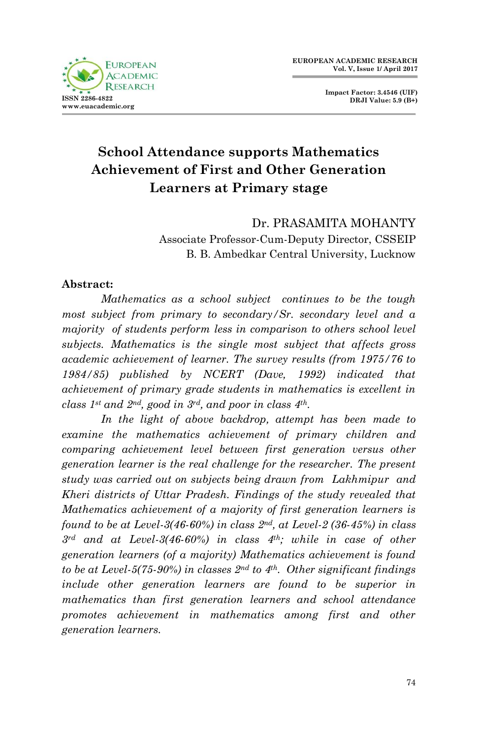# School Attendance supports Mathematics Achievement of First and Other Generation Learners at Primary stage

Dr. PRASAMITA MOHANTY
Associate Professor-Cum-Deputy Director, CSSEIP
B. B. Ambedkar Central University, Lucknow

**Abstract:**

*Mathematics as a school subject continues to be the tough most subject from primary to secondary/Sr. secondary level and a majority of students perform less in comparison to others school level subjects. Mathematics is the single most subject that affects gross academic achievement of learner. The survey results (from 1975/76 to 1984/85) published by NCERT (Dave, 1992) indicated that achievement of primary grade students in mathematics is excellent in class 1st and 2nd, good in 3rd, and poor in class 4th.*

*In the light of above backdrop, attempt has been made to examine the mathematics achievement of primary children and comparing achievement level between first generation versus other generation learner is the real challenge for the researcher. The present study was carried out on subjects being drawn from Lakhmipur and Kheri districts of Uttar Pradesh. Findings of the study revealed that Mathematics achievement of a majority of first generation learners is found to be at Level-3(46-60%) in class 2nd, at Level-2 (36-45%) in class 3rd and at Level-3(46-60%) in class 4th; while in case of other generation learners (of a majority) Mathematics achievement is found to be at Level-5(75-90%) in classes 2nd to 4th. Other significant findings include other generation learners are found to be superior in mathematics than first generation learners and school attendance promotes achievement in mathematics among first and other generation learners.*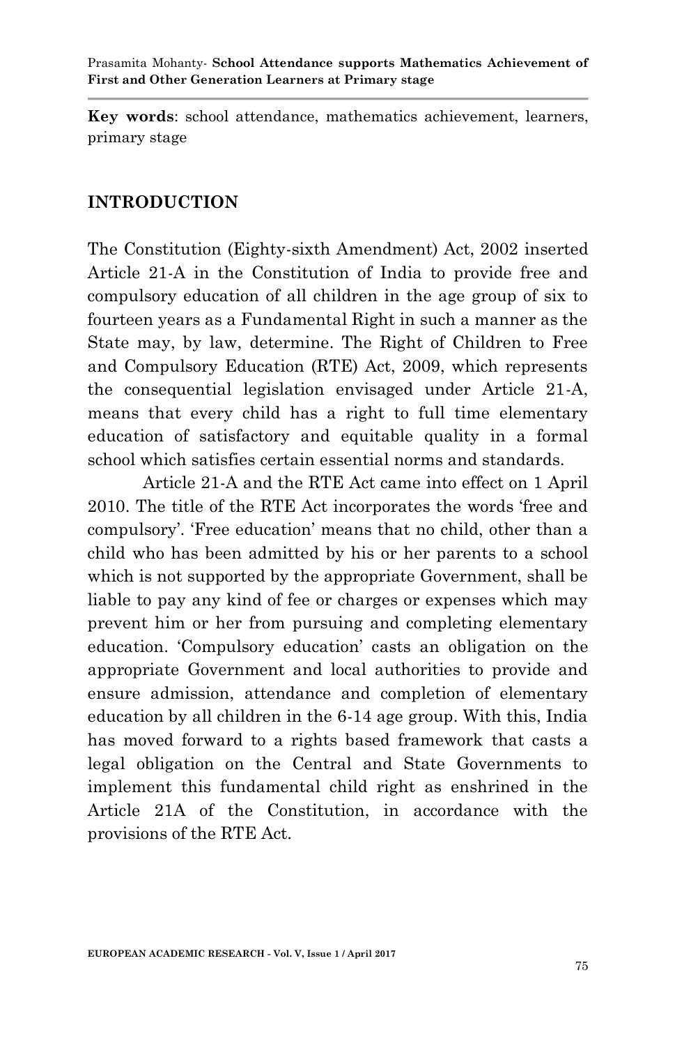**Key words**: school attendance, mathematics achievement, learners, primary stage

## INTRODUCTION

The Constitution (Eighty-sixth Amendment) Act, 2002 inserted Article 21-A in the Constitution of India to provide free and compulsory education of all children in the age group of six to fourteen years as a Fundamental Right in such a manner as the State may, by law, determine. The Right of Children to Free and Compulsory Education (RTE) Act, 2009, which represents the consequential legislation envisaged under Article 21-A, means that every child has a right to full time elementary education of satisfactory and equitable quality in a formal school which satisfies certain essential norms and standards.

Article 21-A and the RTE Act came into effect on 1 April 2010. The title of the RTE Act incorporates the words 'free and compulsory'. 'Free education' means that no child, other than a child who has been admitted by his or her parents to a school which is not supported by the appropriate Government, shall be liable to pay any kind of fee or charges or expenses which may prevent him or her from pursuing and completing elementary education. 'Compulsory education' casts an obligation on the appropriate Government and local authorities to provide and ensure admission, attendance and completion of elementary education by all children in the 6-14 age group. With this, India has moved forward to a rights based framework that casts a legal obligation on the Central and State Governments to implement this fundamental child right as enshrined in the Article 21A of the Constitution, in accordance with the provisions of the RTE Act.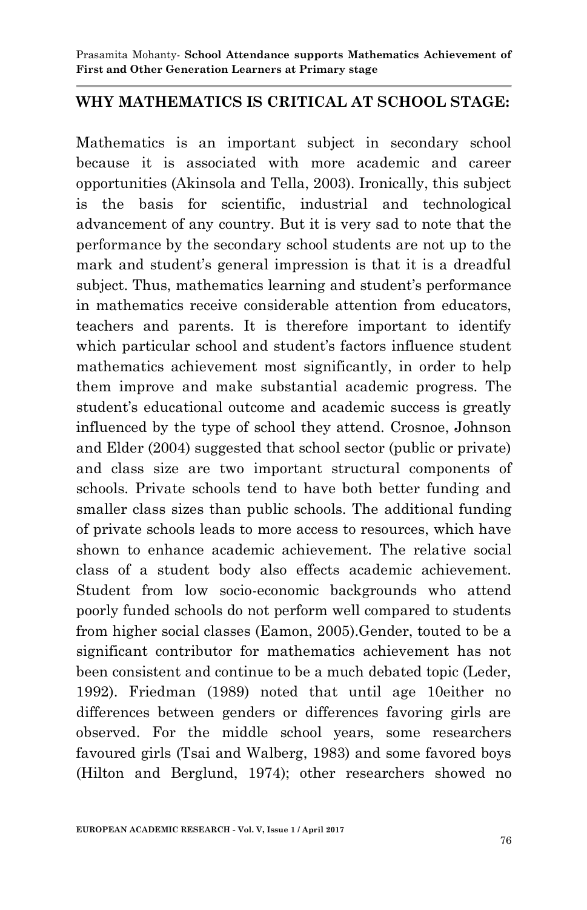## WHY MATHEMATICS IS CRITICAL AT SCHOOL STAGE:

Mathematics is an important subject in secondary school because it is associated with more academic and career opportunities (Akinsola and Tella, 2003). Ironically, this subject is the basis for scientific, industrial and technological advancement of any country. But it is very sad to note that the performance by the secondary school students are not up to the mark and student's general impression is that it is a dreadful subject. Thus, mathematics learning and student's performance in mathematics receive considerable attention from educators, teachers and parents. It is therefore important to identify which particular school and student's factors influence student mathematics achievement most significantly, in order to help them improve and make substantial academic progress. The student's educational outcome and academic success is greatly influenced by the type of school they attend. Crosnoe, Johnson and Elder (2004) suggested that school sector (public or private) and class size are two important structural components of schools. Private schools tend to have both better funding and smaller class sizes than public schools. The additional funding of private schools leads to more access to resources, which have shown to enhance academic achievement. The relative social class of a student body also effects academic achievement. Student from low socio-economic backgrounds who attend poorly funded schools do not perform well compared to students from higher social classes (Eamon, 2005).Gender, touted to be a significant contributor for mathematics achievement has not been consistent and continue to be a much debated topic (Leder, 1992). Friedman (1989) noted that until age 10either no differences between genders or differences favoring girls are observed. For the middle school years, some researchers favoured girls (Tsai and Walberg, 1983) and some favored boys (Hilton and Berglund, 1974); other researchers showed no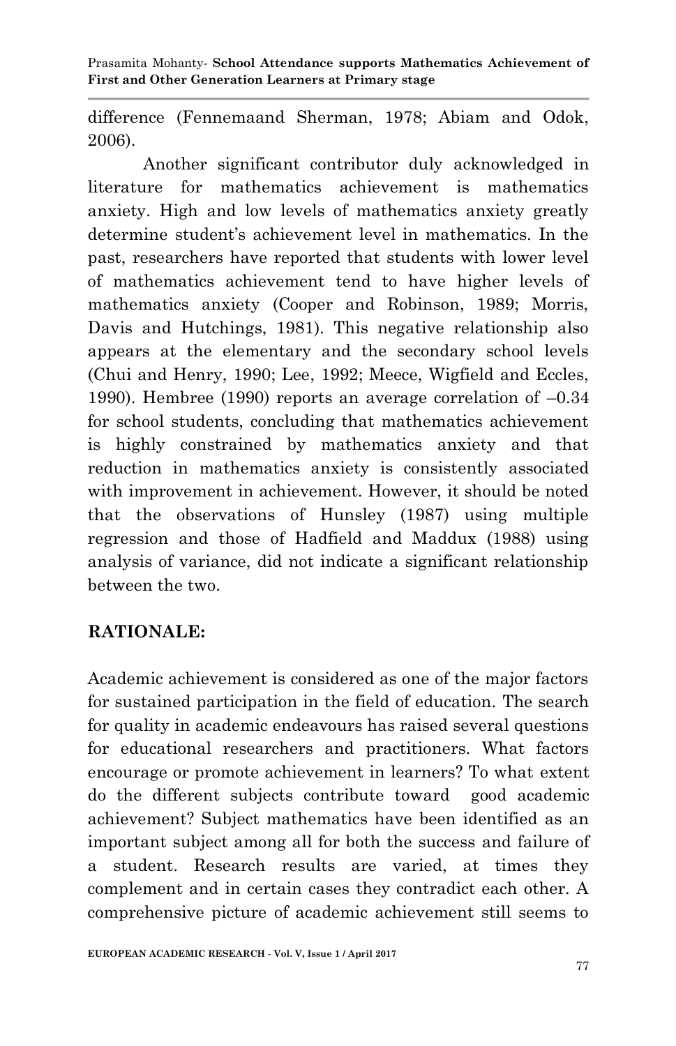difference (Fennemaand Sherman, 1978; Abiam and Odok, 2006).

Another significant contributor duly acknowledged in literature for mathematics achievement is mathematics anxiety. High and low levels of mathematics anxiety greatly determine student's achievement level in mathematics. In the past, researchers have reported that students with lower level of mathematics achievement tend to have higher levels of mathematics anxiety (Cooper and Robinson, 1989; Morris, Davis and Hutchings, 1981). This negative relationship also appears at the elementary and the secondary school levels (Chui and Henry, 1990; Lee, 1992; Meece, Wigfield and Eccles, 1990). Hembree (1990) reports an average correlation of –0.34 for school students, concluding that mathematics achievement is highly constrained by mathematics anxiety and that reduction in mathematics anxiety is consistently associated with improvement in achievement. However, it should be noted that the observations of Hunsley (1987) using multiple regression and those of Hadfield and Maddux (1988) using analysis of variance, did not indicate a significant relationship between the two.

## RATIONALE:

Academic achievement is considered as one of the major factors for sustained participation in the field of education. The search for quality in academic endeavours has raised several questions for educational researchers and practitioners. What factors encourage or promote achievement in learners? To what extent do the different subjects contribute toward good academic achievement? Subject mathematics have been identified as an important subject among all for both the success and failure of a student. Research results are varied, at times they complement and in certain cases they contradict each other. A comprehensive picture of academic achievement still seems to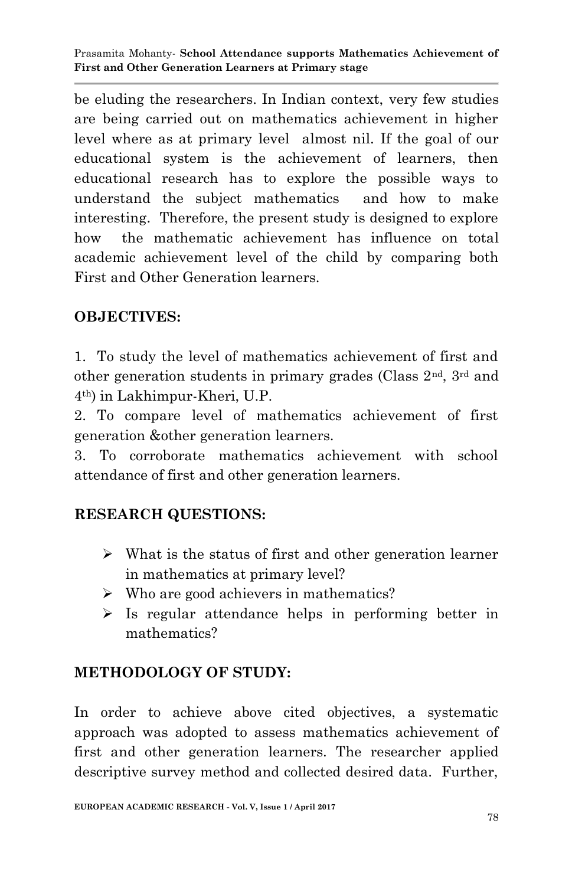be eluding the researchers. In Indian context, very few studies are being carried out on mathematics achievement in higher level where as at primary level almost nil. If the goal of our educational system is the achievement of learners, then educational research has to explore the possible ways to understand the subject mathematics and how to make interesting. Therefore, the present study is designed to explore how the mathematic achievement has influence on total academic achievement level of the child by comparing both First and Other Generation learners.

## OBJECTIVES:

1. To study the level of mathematics achievement of first and other generation students in primary grades (Class 2nd, 3rd and 4th) in Lakhimpur-Kheri, U.P.
2. To compare level of mathematics achievement of first generation &other generation learners.
3. To corroborate mathematics achievement with school attendance of first and other generation learners.

## RESEARCH QUESTIONS:

- What is the status of first and other generation learner in mathematics at primary level?
- Who are good achievers in mathematics?
- Is regular attendance helps in performing better in mathematics?

## METHODOLOGY OF STUDY:

In order to achieve above cited objectives, a systematic approach was adopted to assess mathematics achievement of first and other generation learners. The researcher applied descriptive survey method and collected desired data. Further,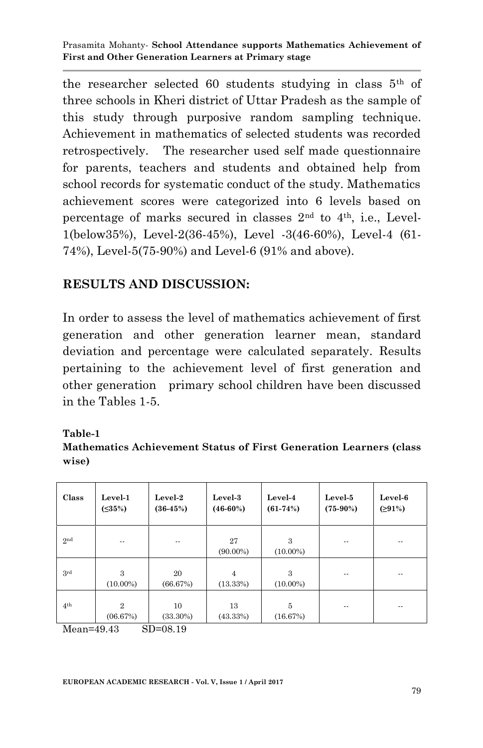the researcher selected 60 students studying in class $5^{th}$ of three schools in Kheri district of Uttar Pradesh as the sample of this study through purposive random sampling technique. Achievement in mathematics of selected students was recorded retrospectively. The researcher used self made questionnaire for parents, teachers and students and obtained help from school records for systematic conduct of the study. Mathematics achievement scores were categorized into 6 levels based on percentage of marks secured in classes $2^{nd}$ to $4^{th}$, i.e., Level-1(below35%), Level-2(36-45%), Level -3(46-60%), Level-4 (61-74%), Level-5(75-90%) and Level-6 (91% and above).

## RESULTS AND DISCUSSION:

In order to assess the level of mathematics achievement of first generation and other generation learner mean, standard deviation and percentage were calculated separately. Results pertaining to the achievement level of first generation and other generation primary school children have been discussed in the Tables 1-5.

**Table-1**
**Mathematics Achievement Status of First Generation Learners (class wise)**

| Class | Level-1 (≤35%) | Level-2 (36-45%) | Level-3 (46-60%) | Level-4 (61-74%) | Level-5 (75-90%) | Level-6 (≥91%) |
|---|---|---|---|---|---|---|
| $2^{nd}$ | -- | -- | 27 (90.00%) | 3 (10.00%) | -- | -- |
| $3^{rd}$ | 3 (10.00%) | 20 (66.67%) | 4 (13.33%) | 3 (10.00%) | -- | -- |
| $4^{th}$ | 2 (06.67%) | 10 (33.30%) | 13 (43.33%) | 5 (16.67%) | -- | -- |

Mean=49.43 SD=08.19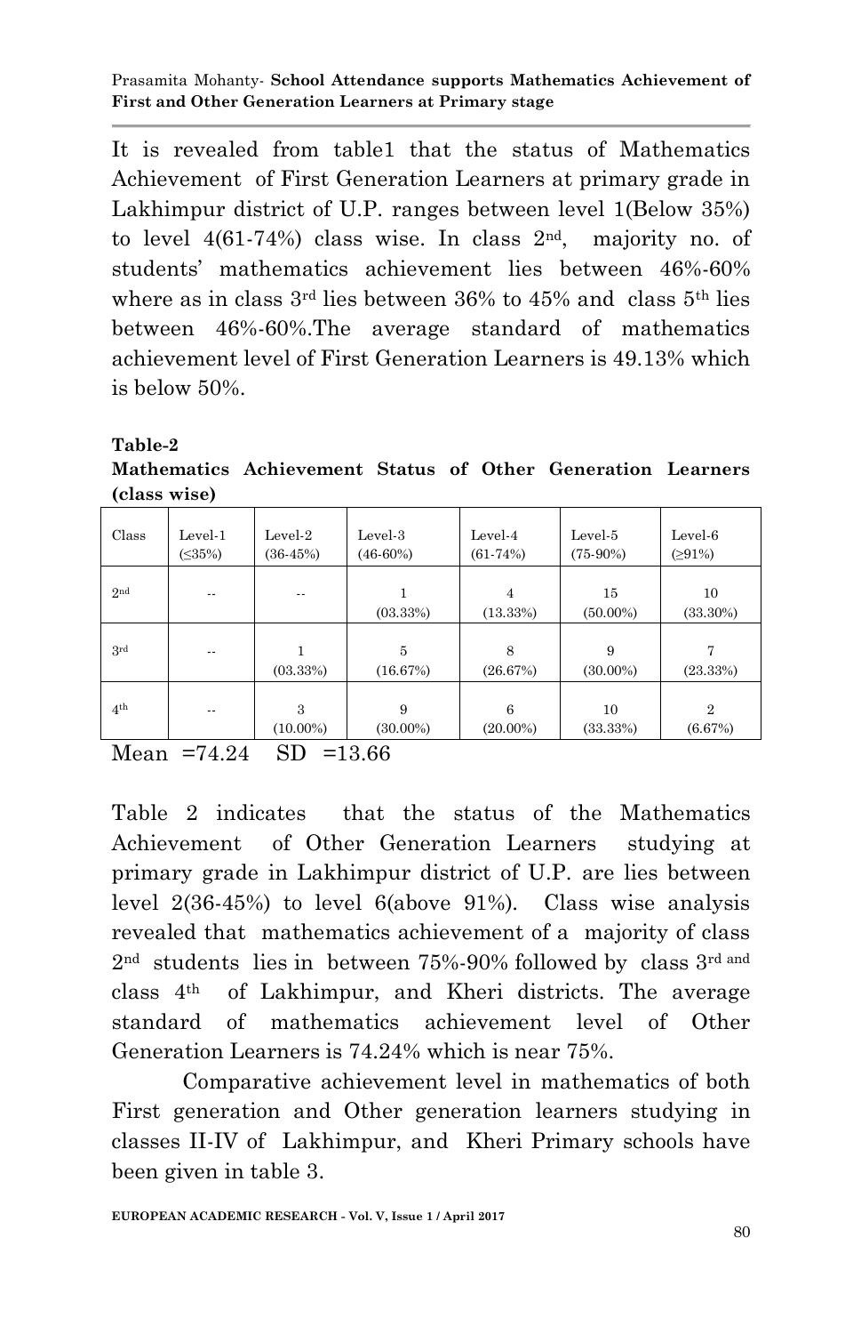It is revealed from table1 that the status of Mathematics Achievement of First Generation Learners at primary grade in Lakhimpur district of U.P. ranges between level 1(Below 35%) to level 4(61-74%) class wise. In class 2nd, majority no. of students' mathematics achievement lies between 46%-60% where as in class 3rd lies between 36% to 45% and class 5th lies between 46%-60%.The average standard of mathematics achievement level of First Generation Learners is 49.13% which is below 50%.

**Table-2**
**Mathematics Achievement Status of Other Generation Learners (class wise)**

| Class | Level-1 (≤35%) | Level-2 (36-45%) | Level-3 (46-60%) | Level-4 (61-74%) | Level-5 (75-90%) | Level-6 (≥91%) |
|---|---|---|---|---|---|---|
| 2nd | -- | -- | 1 (03.33%) | 4 (13.33%) | 15 (50.00%) | 10 (33.30%) |
| 3rd | -- | 1 (03.33%) | 5 (16.67%) | 8 (26.67%) | 9 (30.00%) | 7 (23.33%) |
| 4th | -- | 3 (10.00%) | 9 (30.00%) | 6 (20.00%) | 10 (33.33%) | 2 (6.67%) |

Mean =74.24 SD =13.66

Table 2 indicates that the status of the Mathematics Achievement of Other Generation Learners studying at primary grade in Lakhimpur district of U.P. are lies between level 2(36-45%) to level 6(above 91%). Class wise analysis revealed that mathematics achievement of a majority of class 2nd students lies in between 75%-90% followed by class 3rd and class 4th of Lakhimpur, and Kheri districts. The average standard of mathematics achievement level of Other Generation Learners is 74.24% which is near 75%.

Comparative achievement level in mathematics of both First generation and Other generation learners studying in classes II-IV of Lakhimpur, and Kheri Primary schools have been given in table 3.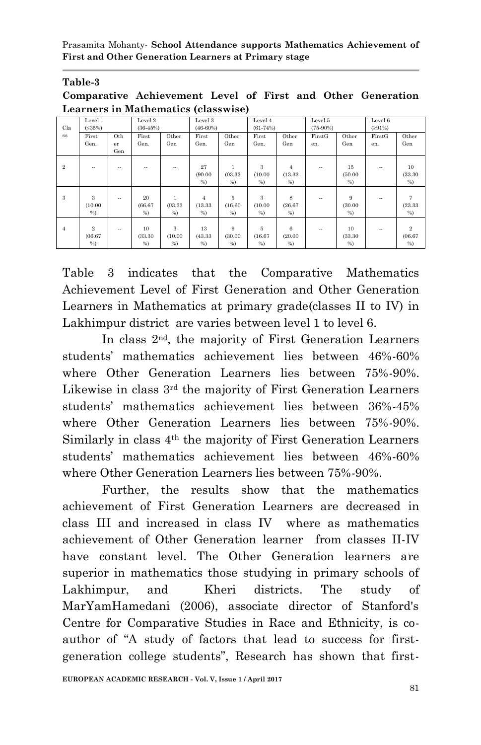**Table-3**

**Comparative Achievement Level of First and Other Generation Learners in Mathematics (classwise)**

| Class | Level 1 (≤35%) | | Level 2 (36-45%) | | Level 3 (46-60%) | | Level 4 (61-74%) | | Level 5 (75-90%) | | Level 6 (≥91%) | |
|---|---|---|---|---|---|---|---|---|---|---|---|---|
| | First Gen. | Other Gen | First Gen. | Other Gen | First Gen. | Other Gen | First Gen. | Other Gen | FirstGen. | Other Gen | FirstGen. | Other Gen |
| 2 | -- | -- | -- | -- | 27 (90.00 %) | 1 (03.33 %) | 3 (10.00 %) | 4 (13.33 %) | -- | 15 (50.00 %) | -- | 10 (33.30 %) |
| 3 | 3 (10.00 %) | -- | 20 (66.67 %) | 1 (03.33 %) | 4 (13.33 %) | 5 (16.60 %) | 3 (10.00 %) | 8 (26.67 %) | -- | 9 (30.00 %) | -- | 7 (23.33 %) |
| 4 | 2 (06.67 %) | -- | 10 (33.30 %) | 3 (10.00 %) | 13 (43.33 %) | 9 (30.00 %) | 5 (16.67 %) | 6 (20.00 %) | -- | 10 (33.30 %) | -- | 2 (06.67 %) |

Table 3 indicates that the Comparative Mathematics Achievement Level of First Generation and Other Generation Learners in Mathematics at primary grade(classes II to IV) in Lakhimpur district are varies between level 1 to level 6.

In class 2nd, the majority of First Generation Learners students' mathematics achievement lies between 46%-60% where Other Generation Learners lies between 75%-90%. Likewise in class 3rd the majority of First Generation Learners students' mathematics achievement lies between 36%-45% where Other Generation Learners lies between 75%-90%. Similarly in class 4th the majority of First Generation Learners students' mathematics achievement lies between 46%-60% where Other Generation Learners lies between 75%-90%.

Further, the results show that the mathematics achievement of First Generation Learners are decreased in class III and increased in class IV where as mathematics achievement of Other Generation learner from classes II-IV have constant level. The Other Generation learners are superior in mathematics those studying in primary schools of Lakhimpur, and Kheri districts. The study of MarYamHamedani (2006), associate director of Stanford's Centre for Comparative Studies in Race and Ethnicity, is co-author of "A study of factors that lead to success for first-generation college students", Research has shown that first-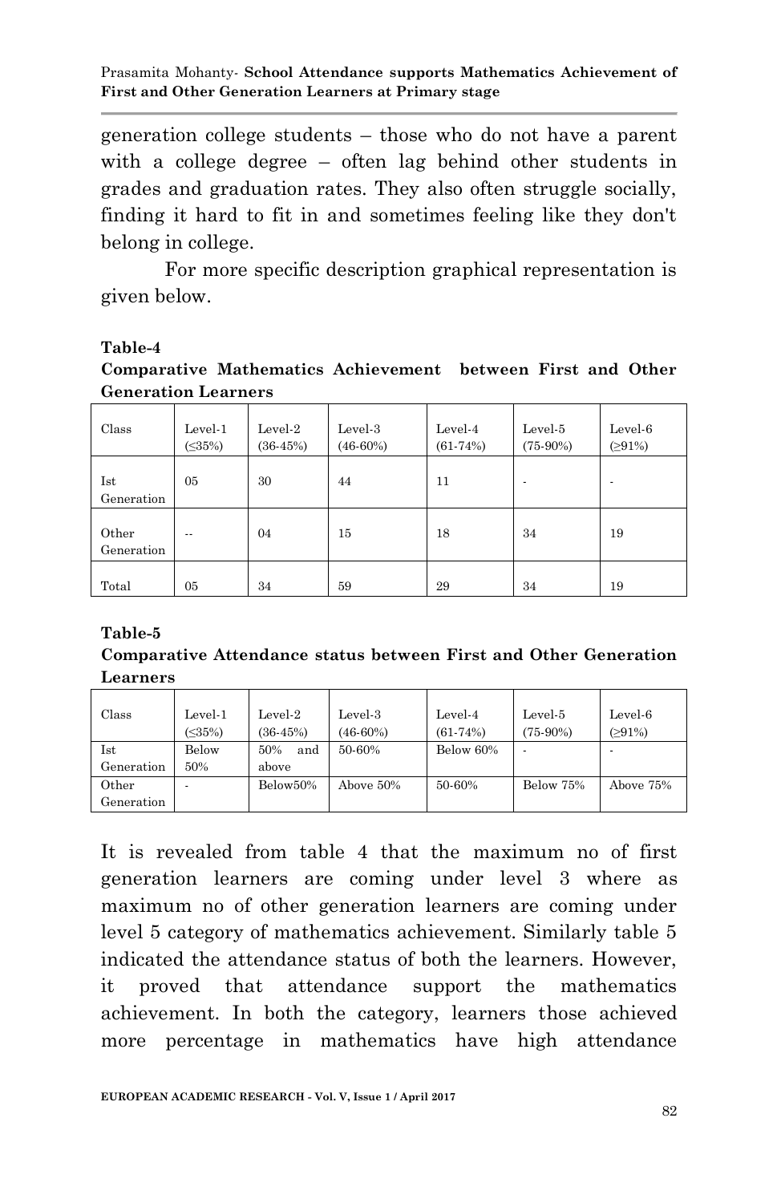generation college students – those who do not have a parent with a college degree – often lag behind other students in grades and graduation rates. They also often struggle socially, finding it hard to fit in and sometimes feeling like they don't belong in college.

For more specific description graphical representation is given below.

**Table-4**
**Comparative Mathematics Achievement between First and Other Generation Learners**

| Class | Level-1 (≤35%) | Level-2 (36-45%) | Level-3 (46-60%) | Level-4 (61-74%) | Level-5 (75-90%) | Level-6 (≥91%) |
|---|---|---|---|---|---|---|
| Ist Generation | 05 | 30 | 44 | 11 | - | - |
| Other Generation | -- | 04 | 15 | 18 | 34 | 19 |
| Total | 05 | 34 | 59 | 29 | 34 | 19 |

**Table-5**
**Comparative Attendance status between First and Other Generation Learners**

| Class | Level-1 (≤35%) | Level-2 (36-45%) | Level-3 (46-60%) | Level-4 (61-74%) | Level-5 (75-90%) | Level-6 (≥91%) |
|---|---|---|---|---|---|---|
| Ist Generation | Below 50% | 50% and above | 50-60% | Below 60% | - | - |
| Other Generation | - | Below50% | Above 50% | 50-60% | Below 75% | Above 75% |

It is revealed from table 4 that the maximum no of first generation learners are coming under level 3 where as maximum no of other generation learners are coming under level 5 category of mathematics achievement. Similarly table 5 indicated the attendance status of both the learners. However, it proved that attendance support the mathematics achievement. In both the category, learners those achieved more percentage in mathematics have high attendance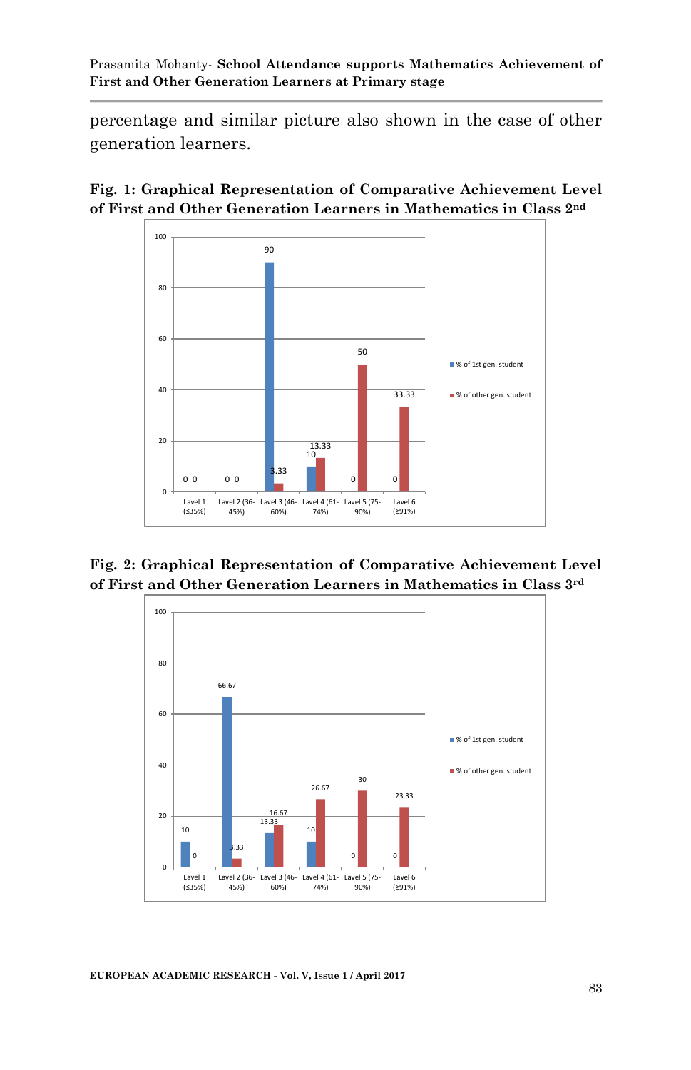percentage and similar picture also shown in the case of other generation learners.

**Fig. 1: Graphical Representation of Comparative Achievement Level of First and Other Generation Learners in Mathematics in Class 2nd**

| | Lavel 1 (≤35%) | Lavel 2 (36-45%) | Lavel 3 (46-60%) | Lavel 4 (61-74%) | Lavel 5 (75-90%) | Lavel 6 (≥91%) |
|---|---|---|---|---|---|---|
| % of 1st gen. student | 0 | 0 | 90 | 10 | 0 | 0 |
| % of other gen. student | 0 | 0 | 3.33 | 13.33 | 50 | 33.33 |

**Fig. 2: Graphical Representation of Comparative Achievement Level of First and Other Generation Learners in Mathematics in Class 3rd**

| | Lavel 1 (≤35%) | Lavel 2 (36-45%) | Lavel 3 (46-60%) | Lavel 4 (61-74%) | Lavel 5 (75-90%) | Lavel 6 (≥91%) |
|---|---|---|---|---|---|---|
| % of 1st gen. student | 10 | 66.67 | 13.33 | 10 | 0 | 0 |
| % of other gen. student | 0 | 3.33 | 16.67 | 26.67 | 30 | 23.33 |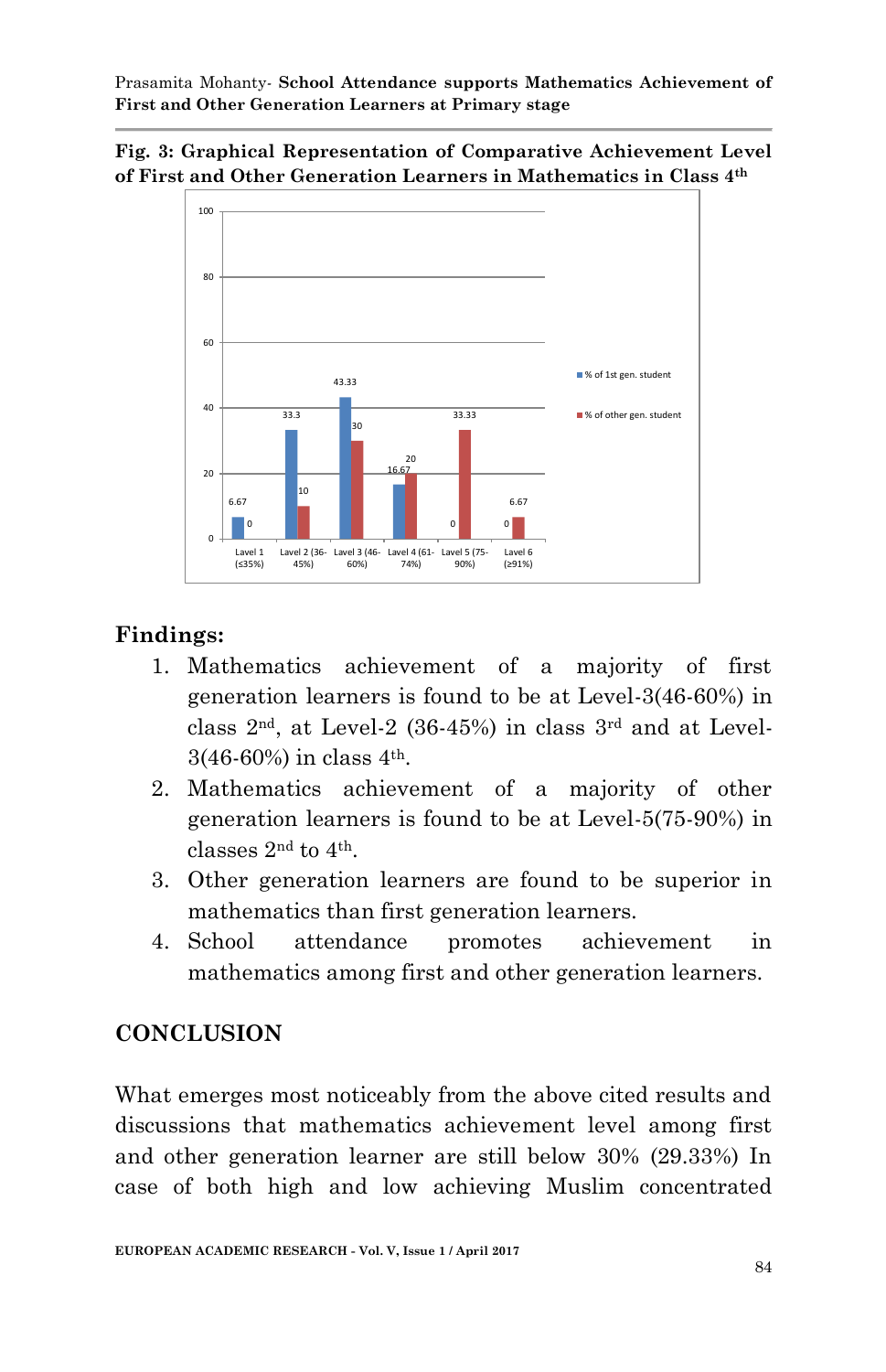**Fig. 3: Graphical Representation of Comparative Achievement Level of First and Other Generation Learners in Mathematics in Class 4th**

| Level | % of 1st gen. student | % of other gen. student |
|---|---|---|
| Lavel 1 (≤35%) | 6.67 | 0 |
| Level 2 (36-45%) | 33.3 | 10 |
| Lavel 3 (46-60%) | 43.33 | 30 |
| Lavel 4 (61-74%) | 16.67 | 20 |
| Lavel 5 (75-90%) | 0 | 33.33 |
| Lavel 6 (≥91%) | 0 | 6.67 |

## Findings:

1. Mathematics achievement of a majority of first generation learners is found to be at Level-3(46-60%) in class 2nd, at Level-2 (36-45%) in class 3rd and at Level-3(46-60%) in class 4th.
2. Mathematics achievement of a majority of other generation learners is found to be at Level-5(75-90%) in classes 2nd to 4th.
3. Other generation learners are found to be superior in mathematics than first generation learners.
4. School attendance promotes achievement in mathematics among first and other generation learners.

## CONCLUSION

What emerges most noticeably from the above cited results and discussions that mathematics achievement level among first and other generation learner are still below 30% (29.33%) In case of both high and low achieving Muslim concentrated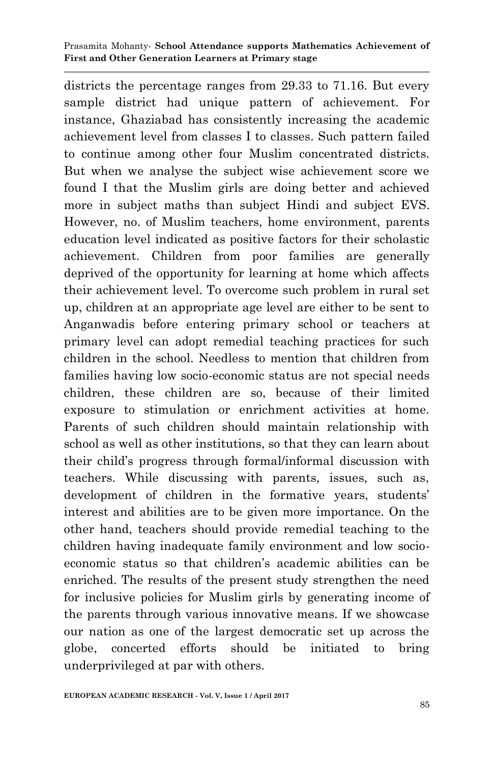districts the percentage ranges from 29.33 to 71.16. But every sample district had unique pattern of achievement. For instance, Ghaziabad has consistently increasing the academic achievement level from classes I to classes. Such pattern failed to continue among other four Muslim concentrated districts. But when we analyse the subject wise achievement score we found I that the Muslim girls are doing better and achieved more in subject maths than subject Hindi and subject EVS. However, no. of Muslim teachers, home environment, parents education level indicated as positive factors for their scholastic achievement. Children from poor families are generally deprived of the opportunity for learning at home which affects their achievement level. To overcome such problem in rural set up, children at an appropriate age level are either to be sent to Anganwadis before entering primary school or teachers at primary level can adopt remedial teaching practices for such children in the school. Needless to mention that children from families having low socio-economic status are not special needs children, these children are so, because of their limited exposure to stimulation or enrichment activities at home. Parents of such children should maintain relationship with school as well as other institutions, so that they can learn about their child's progress through formal/informal discussion with teachers. While discussing with parents, issues, such as, development of children in the formative years, students' interest and abilities are to be given more importance. On the other hand, teachers should provide remedial teaching to the children having inadequate family environment and low socio-economic status so that children's academic abilities can be enriched. The results of the present study strengthen the need for inclusive policies for Muslim girls by generating income of the parents through various innovative means. If we showcase our nation as one of the largest democratic set up across the globe, concerted efforts should be initiated to bring underprivileged at par with others.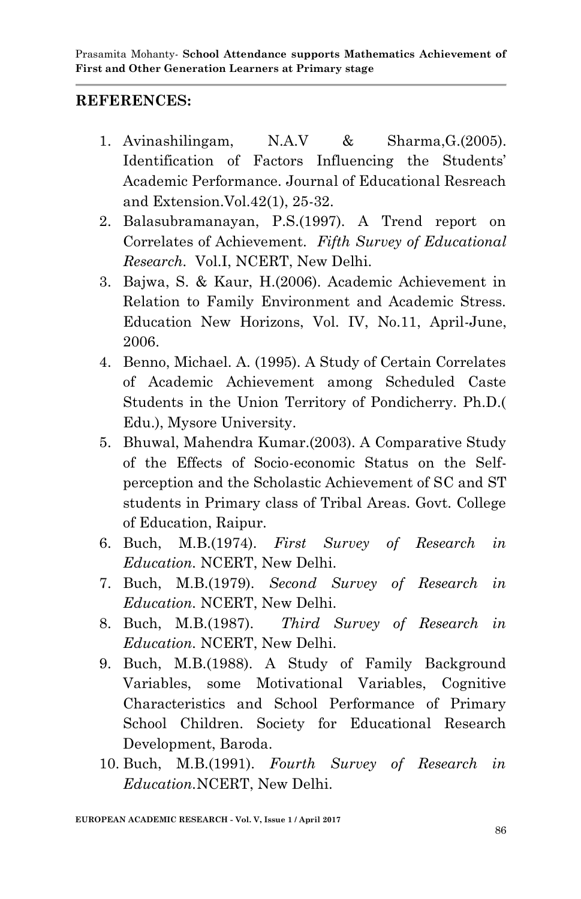## REFERENCES:

1. Avinashilingam, N.A.V & Sharma,G.(2005). Identification of Factors Influencing the Students' Academic Performance. Journal of Educational Resreach and Extension.Vol.42(1), 25-32.
2. Balasubramanayan, P.S.(1997). A Trend report on Correlates of Achievement. *Fifth Survey of Educational Research*. Vol.I, NCERT, New Delhi.
3. Bajwa, S. & Kaur, H.(2006). Academic Achievement in Relation to Family Environment and Academic Stress. Education New Horizons, Vol. IV, No.11, April-June, 2006.
4. Benno, Michael. A. (1995). A Study of Certain Correlates of Academic Achievement among Scheduled Caste Students in the Union Territory of Pondicherry. Ph.D.( Edu.), Mysore University.
5. Bhuwal, Mahendra Kumar.(2003). A Comparative Study of the Effects of Socio-economic Status on the Self-perception and the Scholastic Achievement of SC and ST students in Primary class of Tribal Areas. Govt. College of Education, Raipur.
6. Buch, M.B.(1974). *First Survey of Research in Education*. NCERT, New Delhi.
7. Buch, M.B.(1979). *Second Survey of Research in Education*. NCERT, New Delhi.
8. Buch, M.B.(1987). *Third Survey of Research in Education*. NCERT, New Delhi.
9. Buch, M.B.(1988). A Study of Family Background Variables, some Motivational Variables, Cognitive Characteristics and School Performance of Primary School Children. Society for Educational Research Development, Baroda.
10. Buch, M.B.(1991). *Fourth Survey of Research in Education*.NCERT, New Delhi.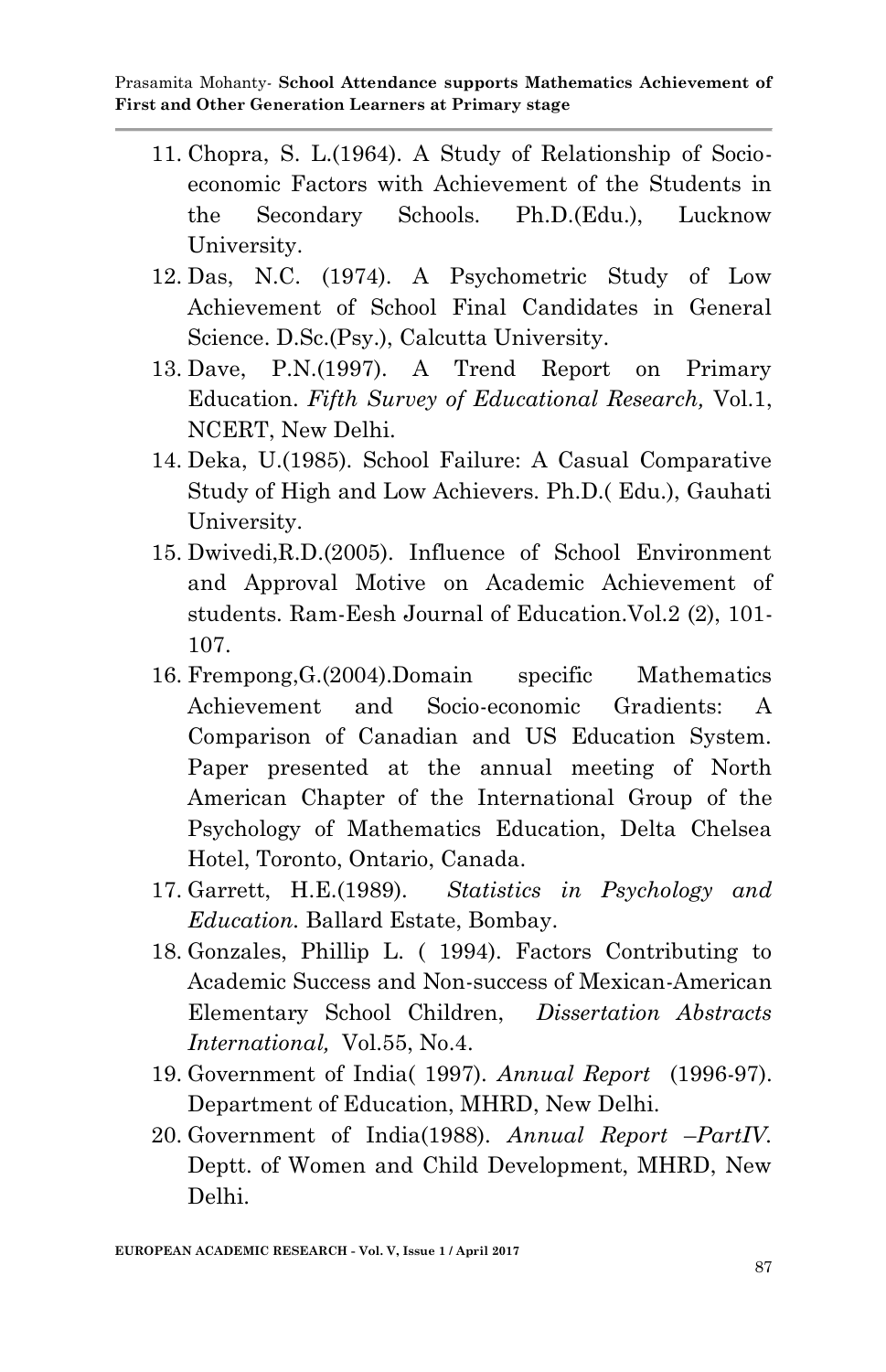11. Chopra, S. L.(1964). A Study of Relationship of Socio-economic Factors with Achievement of the Students in the Secondary Schools. Ph.D.(Edu.), Lucknow University.
12. Das, N.C. (1974). A Psychometric Study of Low Achievement of School Final Candidates in General Science. D.Sc.(Psy.), Calcutta University.
13. Dave, P.N.(1997). A Trend Report on Primary Education. *Fifth Survey of Educational Research,* Vol.1, NCERT, New Delhi.
14. Deka, U.(1985). School Failure: A Casual Comparative Study of High and Low Achievers. Ph.D.( Edu.), Gauhati University.
15. Dwivedi,R.D.(2005). Influence of School Environment and Approval Motive on Academic Achievement of students. Ram-Eesh Journal of Education.Vol.2 (2), 101-107.
16. Frempong,G.(2004).Domain specific Mathematics Achievement and Socio-economic Gradients: A Comparison of Canadian and US Education System. Paper presented at the annual meeting of North American Chapter of the International Group of the Psychology of Mathematics Education, Delta Chelsea Hotel, Toronto, Ontario, Canada.
17. Garrett, H.E.(1989). *Statistics in Psychology and Education.* Ballard Estate, Bombay.
18. Gonzales, Phillip L. ( 1994). Factors Contributing to Academic Success and Non-success of Mexican-American Elementary School Children, *Dissertation Abstracts International,* Vol.55, No.4.
19. Government of India( 1997). *Annual Report* (1996-97). Department of Education, MHRD, New Delhi.
20. Government of India(1988). *Annual Report –PartIV.* Deptt. of Women and Child Development, MHRD, New Delhi.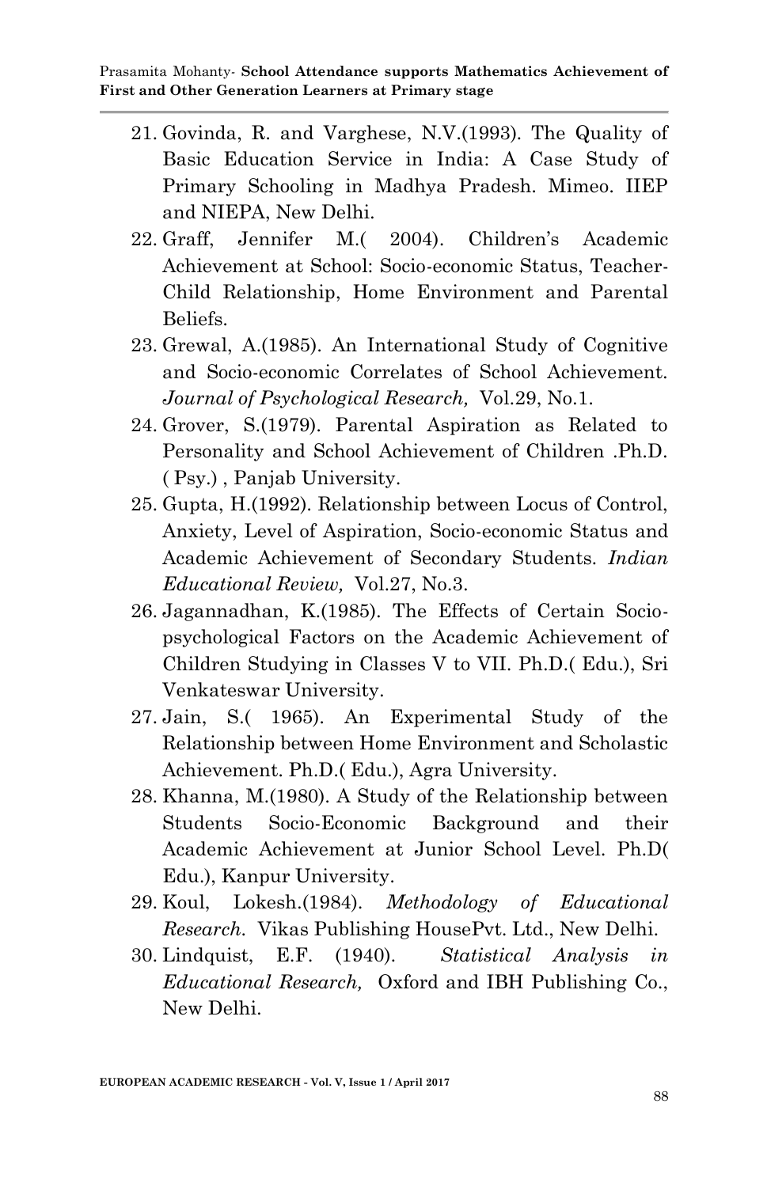21. Govinda, R. and Varghese, N.V.(1993). The Quality of Basic Education Service in India: A Case Study of Primary Schooling in Madhya Pradesh. Mimeo. IIEP and NIEPA, New Delhi.
22. Graff, Jennifer M.( 2004). Children's Academic Achievement at School: Socio-economic Status, Teacher-Child Relationship, Home Environment and Parental Beliefs.
23. Grewal, A.(1985). An International Study of Cognitive and Socio-economic Correlates of School Achievement. *Journal of Psychological Research,* Vol.29, No.1.
24. Grover, S.(1979). Parental Aspiration as Related to Personality and School Achievement of Children .Ph.D. ( Psy.) , Panjab University.
25. Gupta, H.(1992). Relationship between Locus of Control, Anxiety, Level of Aspiration, Socio-economic Status and Academic Achievement of Secondary Students. *Indian Educational Review,* Vol.27, No.3.
26. Jagannadhan, K.(1985). The Effects of Certain Socio-psychological Factors on the Academic Achievement of Children Studying in Classes V to VII. Ph.D.( Edu.), Sri Venkateswar University.
27. Jain, S.( 1965). An Experimental Study of the Relationship between Home Environment and Scholastic Achievement. Ph.D.( Edu.), Agra University.
28. Khanna, M.(1980). A Study of the Relationship between Students Socio-Economic Background and their Academic Achievement at Junior School Level. Ph.D( Edu.), Kanpur University.
29. Koul, Lokesh.(1984). *Methodology of Educational Research.* Vikas Publishing HousePvt. Ltd., New Delhi.
30. Lindquist, E.F. (1940). *Statistical Analysis in Educational Research,* Oxford and IBH Publishing Co., New Delhi.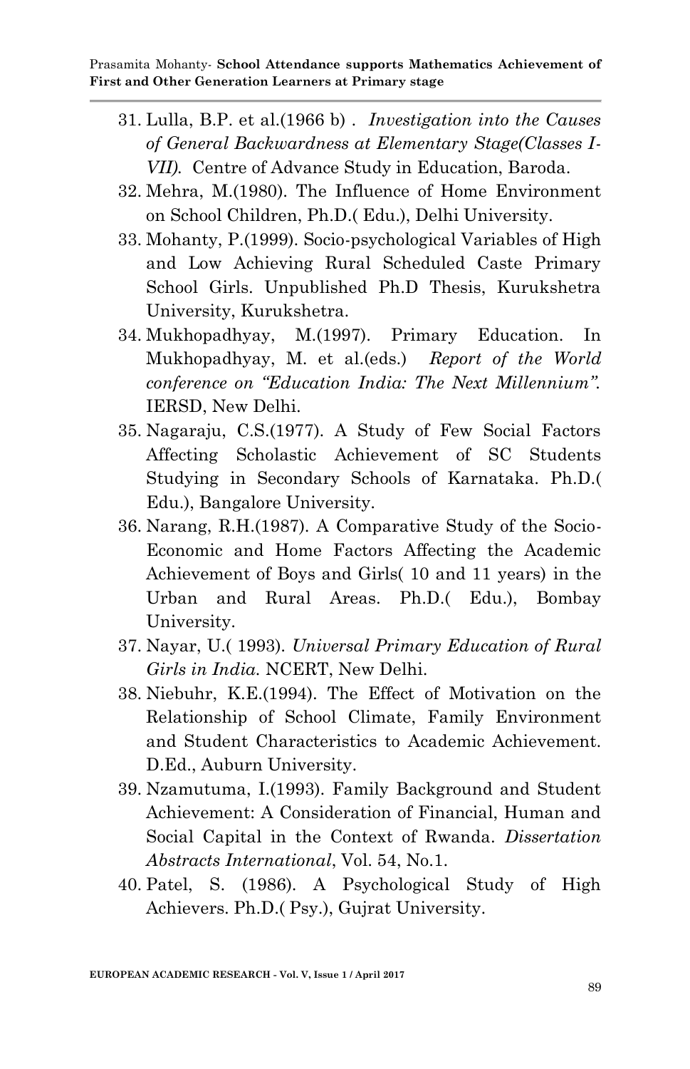31. Lulla, B.P. et al.(1966 b) . *Investigation into the Causes of General Backwardness at Elementary Stage(Classes I-VII).* Centre of Advance Study in Education, Baroda.
32. Mehra, M.(1980). The Influence of Home Environment on School Children, Ph.D.( Edu.), Delhi University.
33. Mohanty, P.(1999). Socio-psychological Variables of High and Low Achieving Rural Scheduled Caste Primary School Girls. Unpublished Ph.D Thesis, Kurukshetra University, Kurukshetra.
34. Mukhopadhyay, M.(1997). Primary Education. In Mukhopadhyay, M. et al.(eds.) *Report of the World conference on "Education India: The Next Millennium".* IERSD, New Delhi.
35. Nagaraju, C.S.(1977). A Study of Few Social Factors Affecting Scholastic Achievement of SC Students Studying in Secondary Schools of Karnataka. Ph.D.( Edu.), Bangalore University.
36. Narang, R.H.(1987). A Comparative Study of the Socio-Economic and Home Factors Affecting the Academic Achievement of Boys and Girls( 10 and 11 years) in the Urban and Rural Areas. Ph.D.( Edu.), Bombay University.
37. Nayar, U.( 1993). *Universal Primary Education of Rural Girls in India.* NCERT, New Delhi.
38. Niebuhr, K.E.(1994). The Effect of Motivation on the Relationship of School Climate, Family Environment and Student Characteristics to Academic Achievement. D.Ed., Auburn University.
39. Nzamutuma, I.(1993). Family Background and Student Achievement: A Consideration of Financial, Human and Social Capital in the Context of Rwanda. *Dissertation Abstracts International*, Vol. 54, No.1.
40. Patel, S. (1986). A Psychological Study of High Achievers. Ph.D.( Psy.), Gujrat University.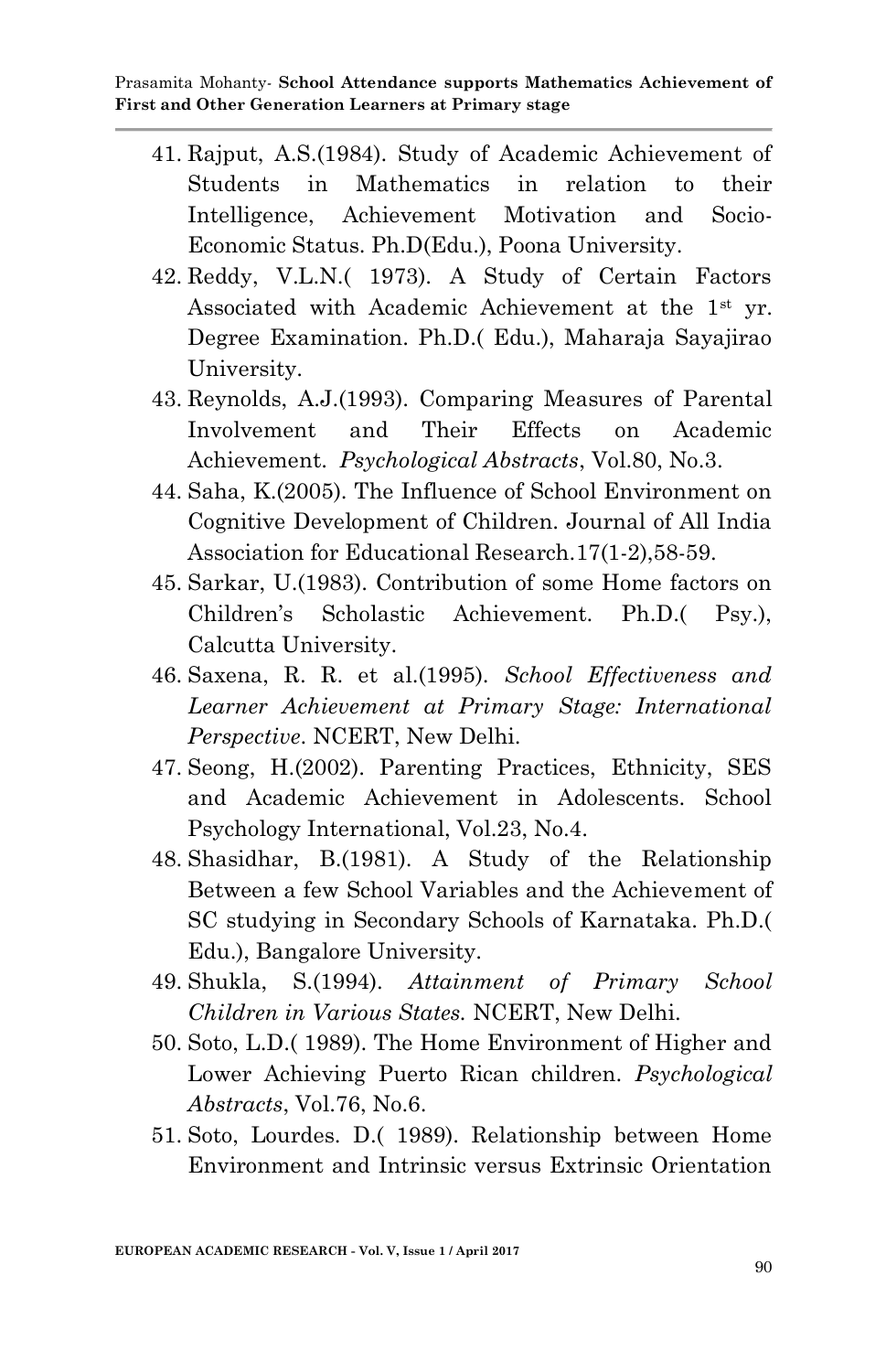41. Rajput, A.S.(1984). Study of Academic Achievement of Students in Mathematics in relation to their Intelligence, Achievement Motivation and Socio-Economic Status. Ph.D(Edu.), Poona University.
42. Reddy, V.L.N.( 1973). A Study of Certain Factors Associated with Academic Achievement at the 1st yr. Degree Examination. Ph.D.( Edu.), Maharaja Sayajirao University.
43. Reynolds, A.J.(1993). Comparing Measures of Parental Involvement and Their Effects on Academic Achievement. *Psychological Abstracts*, Vol.80, No.3.
44. Saha, K.(2005). The Influence of School Environment on Cognitive Development of Children. Journal of All India Association for Educational Research.17(1-2),58-59.
45. Sarkar, U.(1983). Contribution of some Home factors on Children's Scholastic Achievement. Ph.D.( Psy.), Calcutta University.
46. Saxena, R. R. et al.(1995). *School Effectiveness and Learner Achievement at Primary Stage: International Perspective*. NCERT, New Delhi.
47. Seong, H.(2002). Parenting Practices, Ethnicity, SES and Academic Achievement in Adolescents. School Psychology International, Vol.23, No.4.
48. Shasidhar, B.(1981). A Study of the Relationship Between a few School Variables and the Achievement of SC studying in Secondary Schools of Karnataka. Ph.D.( Edu.), Bangalore University.
49. Shukla, S.(1994). *Attainment of Primary School Children in Various States.* NCERT, New Delhi.
50. Soto, L.D.( 1989). The Home Environment of Higher and Lower Achieving Puerto Rican children. *Psychological Abstracts*, Vol.76, No.6.
51. Soto, Lourdes. D.( 1989). Relationship between Home Environment and Intrinsic versus Extrinsic Orientation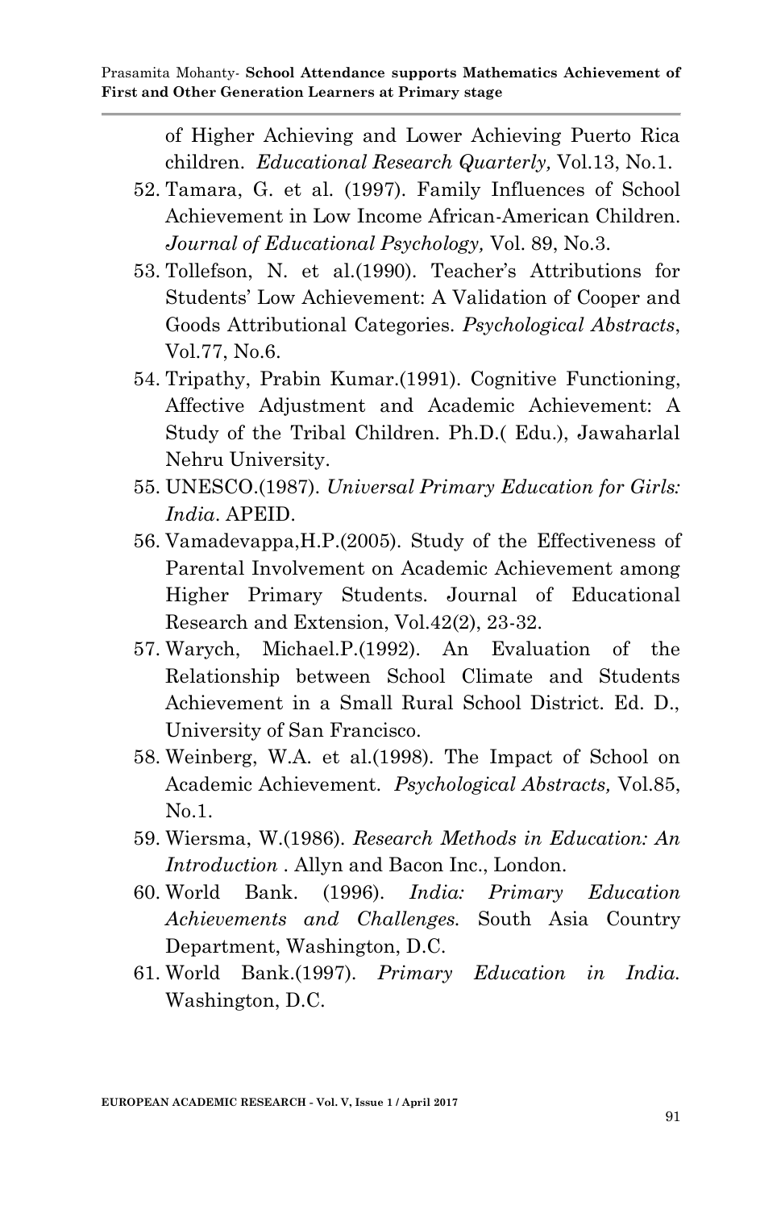of Higher Achieving and Lower Achieving Puerto Rica children. *Educational Research Quarterly,* Vol.13, No.1.

52. Tamara, G. et al. (1997). Family Influences of School Achievement in Low Income African-American Children. *Journal of Educational Psychology,* Vol. 89, No.3.
53. Tollefson, N. et al.(1990). Teacher's Attributions for Students' Low Achievement: A Validation of Cooper and Goods Attributional Categories. *Psychological Abstracts*, Vol.77, No.6.
54. Tripathy, Prabin Kumar.(1991). Cognitive Functioning, Affective Adjustment and Academic Achievement: A Study of the Tribal Children. Ph.D.( Edu.), Jawaharlal Nehru University.
55. UNESCO.(1987). *Universal Primary Education for Girls: India*. APEID.
56. Vamadevappa,H.P.(2005). Study of the Effectiveness of Parental Involvement on Academic Achievement among Higher Primary Students. Journal of Educational Research and Extension, Vol.42(2), 23-32.
57. Warych, Michael.P.(1992). An Evaluation of the Relationship between School Climate and Students Achievement in a Small Rural School District. Ed. D., University of San Francisco.
58. Weinberg, W.A. et al.(1998). The Impact of School on Academic Achievement. *Psychological Abstracts,* Vol.85, No.1.
59. Wiersma, W.(1986). *Research Methods in Education: An Introduction* . Allyn and Bacon Inc., London.
60. World Bank. (1996). *India: Primary Education Achievements and Challenges.* South Asia Country Department, Washington, D.C.
61. World Bank.(1997). *Primary Education in India.* Washington, D.C.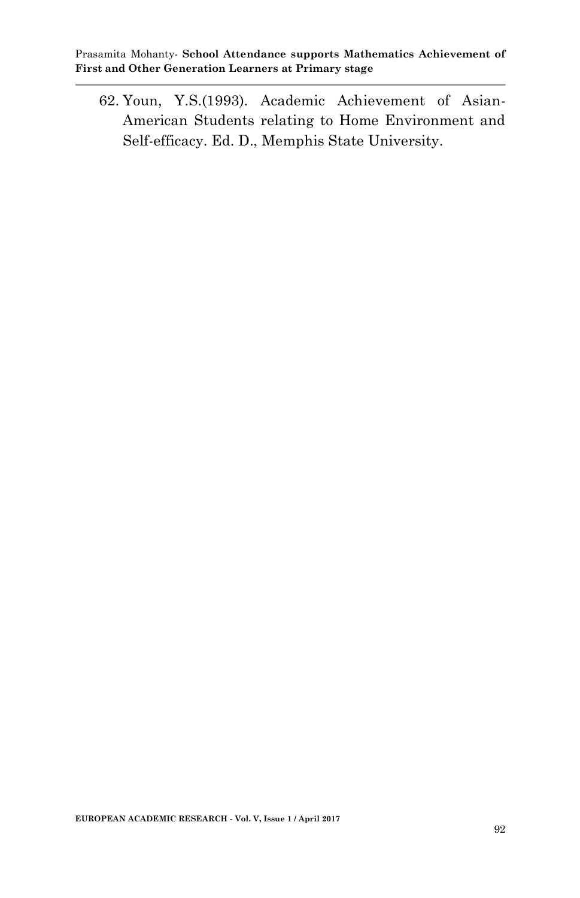62. Youn, Y.S.(1993). Academic Achievement of Asian-American Students relating to Home Environment and Self-efficacy. Ed. D., Memphis State University.